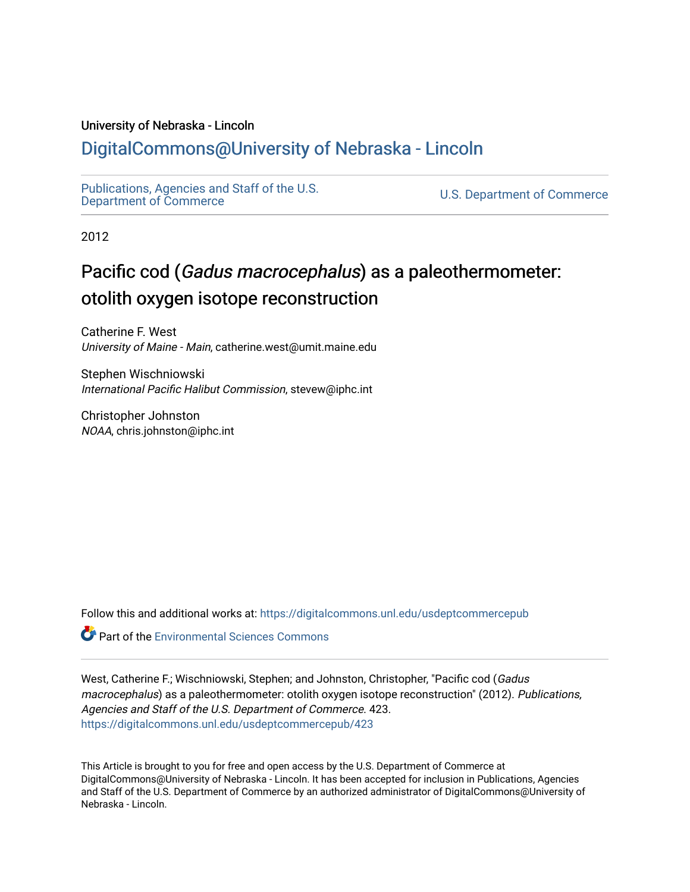University of Nebraska - Lincoln

# DigitalCommons@University of Nebraska - Lincoln

Publications, Agencies and Staff of the U.S. Department of Commerce

U.S. Department of Commerce

2012

# Pacific cod (*Gadus macrocephalus*) as a paleothermometer: otolith oxygen isotope reconstruction

Catherine F. West
*University of Maine - Main*, catherine.west@umit.maine.edu

Stephen Wischniowski
*International Pacific Halibut Commission*, stevew@iphc.int

Christopher Johnston
*NOAA*, chris.johnston@iphc.int

Follow this and additional works at: https://digitalcommons.unl.edu/usdeptcommercepub

Part of the Environmental Sciences Commons

West, Catherine F.; Wischniowski, Stephen; and Johnston, Christopher, "Pacific cod (*Gadus macrocephalus*) as a paleothermometer: otolith oxygen isotope reconstruction" (2012). *Publications, Agencies and Staff of the U.S. Department of Commerce*. 423.
https://digitalcommons.unl.edu/usdeptcommercepub/423

This Article is brought to you for free and open access by the U.S. Department of Commerce at DigitalCommons@University of Nebraska - Lincoln. It has been accepted for inclusion in Publications, Agencies and Staff of the U.S. Department of Commerce by an authorized administrator of DigitalCommons@University of Nebraska - Lincoln.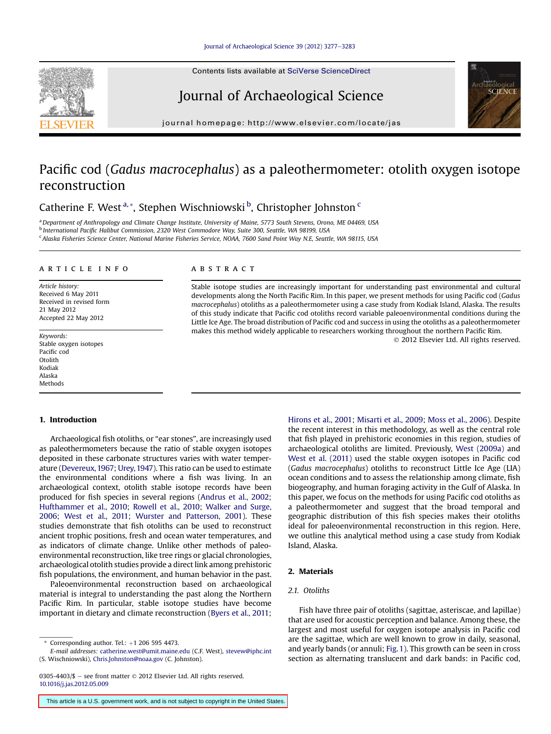# Pacific cod (*Gadus macrocephalus*) as a paleothermometer: otolith oxygen isotope reconstruction

Catherine F. West [a,*], Stephen Wischniowski [b], Christopher Johnston [c]

[a] Department of Anthropology and Climate Change Institute, University of Maine, 5773 South Stevens, Orono, ME 04469, USA
[b] International Pacific Halibut Commission, 2320 West Commodore Way, Suite 300, Seattle, WA 98199, USA
[c] Alaska Fisheries Science Center, National Marine Fisheries Service, NOAA, 7600 Sand Point Way N.E, Seattle, WA 98115, USA

## ARTICLE INFO

*Article history:*
Received 6 May 2011
Received in revised form
21 May 2012
Accepted 22 May 2012

*Keywords:*
Stable oxygen isotopes
Pacific cod
Otolith
Kodiak
Alaska
Methods

## ABSTRACT

Stable isotope studies are increasingly important for understanding past environmental and cultural developments along the North Pacific Rim. In this paper, we present methods for using Pacific cod (*Gadus macrocephalus*) otoliths as a paleothermometer using a case study from Kodiak Island, Alaska. The results of this study indicate that Pacific cod otoliths record variable paleoenvironmental conditions during the Little Ice Age. The broad distribution of Pacific cod and success in using the otoliths as a paleothermometer makes this method widely applicable to researchers working throughout the northern Pacific Rim.

© 2012 Elsevier Ltd. All rights reserved.

## 1. Introduction

Archaeological fish otoliths, or "ear stones", are increasingly used as paleothermometers because the ratio of stable oxygen isotopes deposited in these carbonate structures varies with water temperature (Devereux, 1967; Urey, 1947). This ratio can be used to estimate the environmental conditions where a fish was living. In an archaeological context, otolith stable isotope records have been produced for fish species in several regions (Andrus et al., 2002; Hufthammer et al., 2010; Rowell et al., 2010; Walker and Surge, 2006; West et al., 2011; Wurster and Patterson, 2001). These studies demonstrate that fish otoliths can be used to reconstruct ancient trophic positions, fresh and ocean water temperatures, and as indicators of climate change. Unlike other methods of paleoenvironmental reconstruction, like tree rings or glacial chronologies, archaeological otolith studies provide a direct link among prehistoric fish populations, the environment, and human behavior in the past.

Paleoenvironmental reconstruction based on archaeological material is integral to understanding the past along the Northern Pacific Rim. In particular, stable isotope studies have become important in dietary and climate reconstruction (Byers et al., 2011; Hirons et al., 2001; Misarti et al., 2009; Moss et al., 2006). Despite the recent interest in this methodology, as well as the central role that fish played in prehistoric economies in this region, studies of archaeological otoliths are limited. Previously, West (2009a) and West et al. (2011) used the stable oxygen isotopes in Pacific cod (*Gadus macrocephalus*) otoliths to reconstruct Little Ice Age (LIA) ocean conditions and to assess the relationship among climate, fish biogeography, and human foraging activity in the Gulf of Alaska. In this paper, we focus on the methods for using Pacific cod otoliths as a paleothermometer and suggest that the broad temporal and geographic distribution of this fish species makes their otoliths ideal for paleoenvironmental reconstruction in this region. Here, we outline this analytical method using a case study from Kodiak Island, Alaska.

## 2. Materials

### 2.1. Otoliths

Fish have three pair of otoliths (sagittae, asteriscae, and lapillae) that are used for acoustic perception and balance. Among these, the largest and most useful for oxygen isotope analysis in Pacific cod are the sagittae, which are well known to grow in daily, seasonal, and yearly bands (or annuli; Fig. 1). This growth can be seen in cross section as alternating translucent and dark bands: in Pacific cod,

* Corresponding author. Tel.: +1 206 595 4473.
*E-mail addresses:* catherine.west@umit.maine.edu (C.F. West), stevew@iphc.int (S. Wischniowski), Chris.Johnston@noaa.gov (C. Johnston).

0305-4403/$ – see front matter © 2012 Elsevier Ltd. All rights reserved.
10.1016/j.jas.2012.05.009

This article is a U.S. government work, and is not subject to copyright in the United States.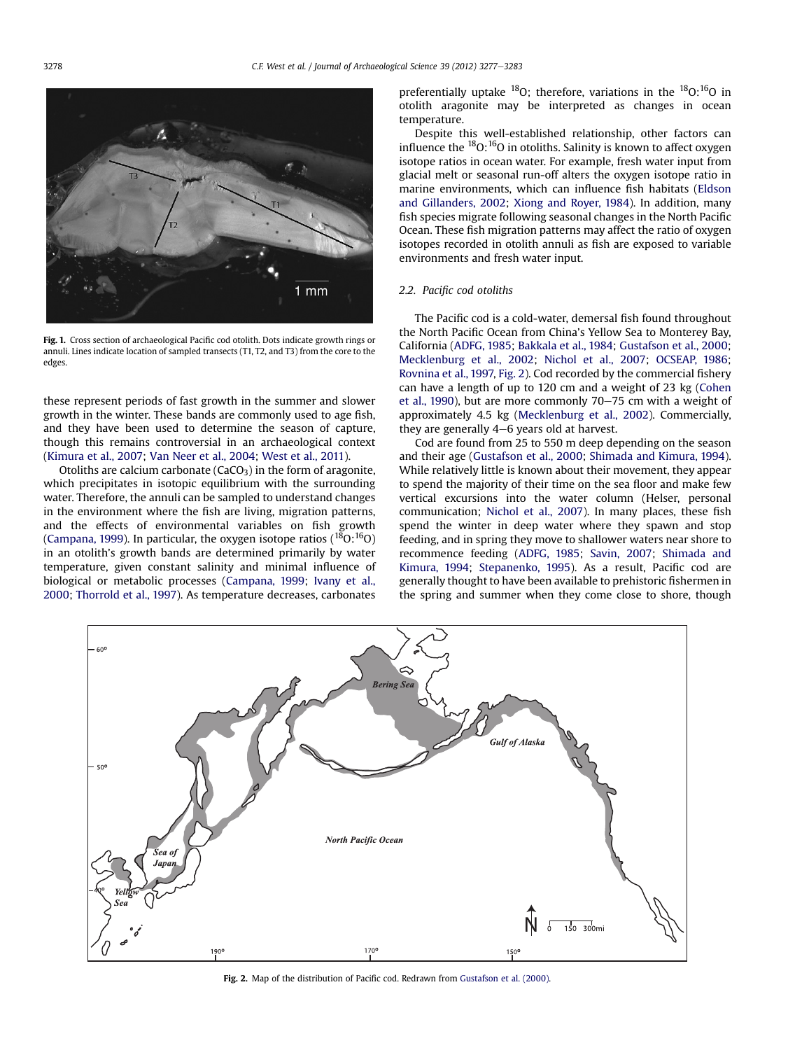Fig. 1. Cross section of archaeological Pacific cod otolith. Dots indicate growth rings or annuli. Lines indicate location of sampled transects (T1, T2, and T3) from the core to the edges.

these represent periods of fast growth in the summer and slower growth in the winter. These bands are commonly used to age fish, and they have been used to determine the season of capture, though this remains controversial in an archaeological context (Kimura et al., 2007; Van Neer et al., 2004; West et al., 2011).

Otoliths are calcium carbonate ($CaCO_3$) in the form of aragonite, which precipitates in isotopic equilibrium with the surrounding water. Therefore, the annuli can be sampled to understand changes in the environment where the fish are living, migration patterns, and the effects of environmental variables on fish growth (Campana, 1999). In particular, the oxygen isotope ratios ($^{18}O$:$^{16}O$) in an otolith's growth bands are determined primarily by water temperature, given constant salinity and minimal influence of biological or metabolic processes (Campana, 1999; Ivany et al., 2000; Thorrold et al., 1997). As temperature decreases, carbonates preferentially uptake $^{18}O$; therefore, variations in the $^{18}O$:$^{16}O$ in otolith aragonite may be interpreted as changes in ocean temperature.

Despite this well-established relationship, other factors can influence the $^{18}O$:$^{16}O$ in otoliths. Salinity is known to affect oxygen isotope ratios in ocean water. For example, fresh water input from glacial melt or seasonal run-off alters the oxygen isotope ratio in marine environments, which can influence fish habitats (Eldson and Gillanders, 2002; Xiong and Royer, 1984). In addition, many fish species migrate following seasonal changes in the North Pacific Ocean. These fish migration patterns may affect the ratio of oxygen isotopes recorded in otolith annuli as fish are exposed to variable environments and fresh water input.

### 2.2. Pacific cod otoliths

The Pacific cod is a cold-water, demersal fish found throughout the North Pacific Ocean from China's Yellow Sea to Monterey Bay, California (ADFG, 1985; Bakkala et al., 1984; Gustafson et al., 2000; Mecklenburg et al., 2002; Nichol et al., 2007; OCSEAP, 1986; Rovnina et al., 1997, Fig. 2). Cod recorded by the commercial fishery can have a length of up to 120 cm and a weight of 23 kg (Cohen et al., 1990), but are more commonly 70–75 cm with a weight of approximately 4.5 kg (Mecklenburg et al., 2002). Commercially, they are generally 4–6 years old at harvest.

Cod are found from 25 to 550 m deep depending on the season and their age (Gustafson et al., 2000; Shimada and Kimura, 1994). While relatively little is known about their movement, they appear to spend the majority of their time on the sea floor and make few vertical excursions into the water column (Helser, personal communication; Nichol et al., 2007). In many places, these fish spend the winter in deep water where they spawn and stop feeding, and in spring they move to shallower waters near shore to recommence feeding (ADFG, 1985; Savin, 2007; Shimada and Kimura, 1994; Stepanenko, 1995). As a result, Pacific cod are generally thought to have been available to prehistoric fishermen in the spring and summer when they come close to shore, though

Fig. 2. Map of the distribution of Pacific cod. Redrawn from Gustafson et al. (2000).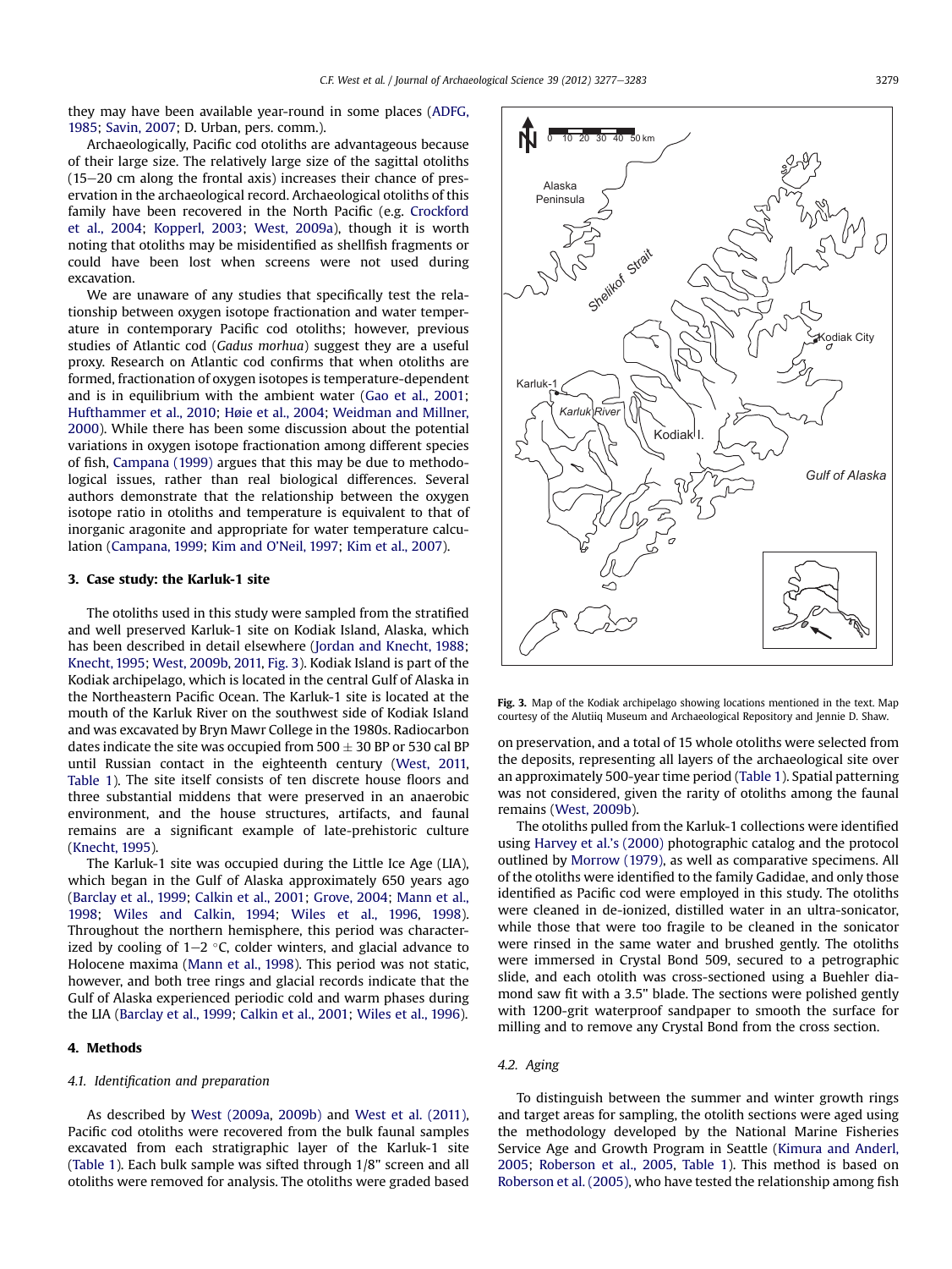they may have been available year-round in some places (ADFG, 1985; Savin, 2007; D. Urban, pers. comm.).

Archaeologically, Pacific cod otoliths are advantageous because of their large size. The relatively large size of the sagittal otoliths (15–20 cm along the frontal axis) increases their chance of preservation in the archaeological record. Archaeological otoliths of this family have been recovered in the North Pacific (e.g. Crockford et al., 2004; Kopperl, 2003; West, 2009a), though it is worth noting that otoliths may be misidentified as shellfish fragments or could have been lost when screens were not used during excavation.

We are unaware of any studies that specifically test the relationship between oxygen isotope fractionation and water temperature in contemporary Pacific cod otoliths; however, previous studies of Atlantic cod (*Gadus morhua*) suggest they are a useful proxy. Research on Atlantic cod confirms that when otoliths are formed, fractionation of oxygen isotopes is temperature-dependent and is in equilibrium with the ambient water (Gao et al., 2001; Hufthammer et al., 2010; Høie et al., 2004; Weidman and Millner, 2000). While there has been some discussion about the potential variations in oxygen isotope fractionation among different species of fish, Campana (1999) argues that this may be due to methodological issues, rather than real biological differences. Several authors demonstrate that the relationship between the oxygen isotope ratio in otoliths and temperature is equivalent to that of inorganic aragonite and appropriate for water temperature calculation (Campana, 1999; Kim and O'Neil, 1997; Kim et al., 2007).

## 3. Case study: the Karluk-1 site

The otoliths used in this study were sampled from the stratified and well preserved Karluk-1 site on Kodiak Island, Alaska, which has been described in detail elsewhere (Jordan and Knecht, 1988; Knecht, 1995; West, 2009b, 2011, Fig. 3). Kodiak Island is part of the Kodiak archipelago, which is located in the central Gulf of Alaska in the Northeastern Pacific Ocean. The Karluk-1 site is located at the mouth of the Karluk River on the southwest side of Kodiak Island and was excavated by Bryn Mawr College in the 1980s. Radiocarbon dates indicate the site was occupied from 500 ± 30 BP or 530 cal BP until Russian contact in the eighteenth century (West, 2011, Table 1). The site itself consists of ten discrete house floors and three substantial middens that were preserved in an anaerobic environment, and the house structures, artifacts, and faunal remains are a significant example of late-prehistoric culture (Knecht, 1995).

The Karluk-1 site was occupied during the Little Ice Age (LIA), which began in the Gulf of Alaska approximately 650 years ago (Barclay et al., 1999; Calkin et al., 2001; Grove, 2004; Mann et al., 1998; Wiles and Calkin, 1994; Wiles et al., 1996, 1998). Throughout the northern hemisphere, this period was characterized by cooling of 1–2 °C, colder winters, and glacial advance to Holocene maxima (Mann et al., 1998). This period was not static, however, and both tree rings and glacial records indicate that the Gulf of Alaska experienced periodic cold and warm phases during the LIA (Barclay et al., 1999; Calkin et al., 2001; Wiles et al., 1996).

Fig. 3. Map of the Kodiak archipelago showing locations mentioned in the text. Map courtesy of the Alutiiq Museum and Archaeological Repository and Jennie D. Shaw.

## 4. Methods

### 4.1. Identification and preparation

As described by West (2009a, 2009b) and West et al. (2011), Pacific cod otoliths were recovered from the bulk faunal samples excavated from each stratigraphic layer of the Karluk-1 site (Table 1). Each bulk sample was sifted through 1/8" screen and all otoliths were removed for analysis. The otoliths were graded based on preservation, and a total of 15 whole otoliths were selected from the deposits, representing all layers of the archaeological site over an approximately 500-year time period (Table 1). Spatial patterning was not considered, given the rarity of otoliths among the faunal remains (West, 2009b).

The otoliths pulled from the Karluk-1 collections were identified using Harvey et al.'s (2000) photographic catalog and the protocol outlined by Morrow (1979), as well as comparative specimens. All of the otoliths were identified to the family Gadidae, and only those identified as Pacific cod were employed in this study. The otoliths were cleaned in de-ionized, distilled water in an ultra-sonicator, while those that were too fragile to be cleaned in the sonicator were rinsed in the same water and brushed gently. The otoliths were immersed in Crystal Bond 509, secured to a petrographic slide, and each otolith was cross-sectioned using a Buehler diamond saw fit with a 3.5" blade. The sections were polished gently with 1200-grit waterproof sandpaper to smooth the surface for milling and to remove any Crystal Bond from the cross section.

### 4.2. Aging

To distinguish between the summer and winter growth rings and target areas for sampling, the otolith sections were aged using the methodology developed by the National Marine Fisheries Service Age and Growth Program in Seattle (Kimura and Anderl, 2005; Roberson et al., 2005, Table 1). This method is based on Roberson et al. (2005), who have tested the relationship among fish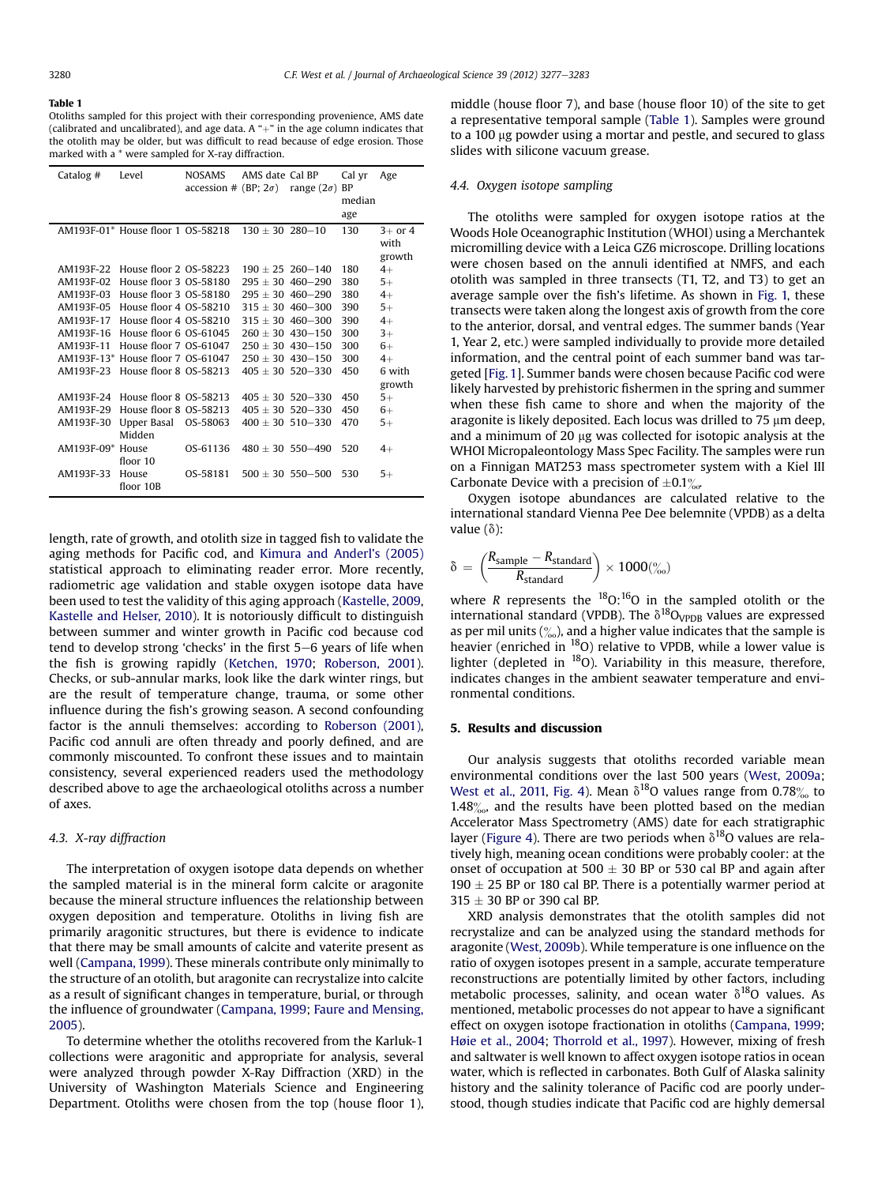**Table 1**
Otoliths sampled for this project with their corresponding provenience, AMS date (calibrated and uncalibrated), and age data. A "+" in the age column indicates that the otolith may be older, but was difficult to read because of edge erosion. Those marked with a * were sampled for X-ray diffraction.

| Catalog # | Level | NOSAMS accession # | AMS date (BP; 2σ) | Cal BP range (2σ) | Cal yr BP median age | Age |
|---|---|---|---|---|---|---|
| AM193F-01* | House floor 1 | OS-58218 | 130 ± 30 | 280–10 | 130 | 3+ or 4 with growth |
| AM193F-22 | House floor 2 | OS-58223 | 190 ± 25 | 260–140 | 180 | 4+ |
| AM193F-02 | House floor 3 | OS-58180 | 295 ± 30 | 460–290 | 380 | 5+ |
| AM193F-03 | House floor 3 | OS-58180 | 295 ± 30 | 460–290 | 380 | 4+ |
| AM193F-05 | House floor 4 | OS-58210 | 315 ± 30 | 460–300 | 390 | 5+ |
| AM193F-17 | House floor 4 | OS-58210 | 315 ± 30 | 460–300 | 390 | 4+ |
| AM193F-16 | House floor 6 | OS-61045 | 260 ± 30 | 430–150 | 300 | 3+ |
| AM193F-11 | House floor 7 | OS-61047 | 250 ± 30 | 430–150 | 300 | 6+ |
| AM193F-13* | House floor 7 | OS-61047 | 250 ± 30 | 430–150 | 300 | 4+ |
| AM193F-23 | House floor 8 | OS-58213 | 405 ± 30 | 520–330 | 450 | 6 with growth |
| AM193F-24 | House floor 8 | OS-58213 | 405 ± 30 | 520–330 | 450 | 5+ |
| AM193F-29 | House floor 8 | OS-58213 | 405 ± 30 | 520–330 | 450 | 6+ |
| AM193F-30 | Upper Basal Midden | OS-58063 | 400 ± 30 | 510–330 | 470 | 5+ |
| AM193F-09* | House floor 10 | OS-61136 | 480 ± 30 | 550–490 | 520 | 4+ |
| AM193F-33 | House floor 10B | OS-58181 | 500 ± 30 | 550–500 | 530 | 5+ |

length, rate of growth, and otolith size in tagged fish to validate the aging methods for Pacific cod, and Kimura and Anderl's (2005) statistical approach to eliminating reader error. More recently, radiometric age validation and stable oxygen isotope data have been used to test the validity of this aging approach (Kastelle, 2009, Kastelle and Helser, 2010). It is notoriously difficult to distinguish between summer and winter growth in Pacific cod because cod tend to develop strong 'checks' in the first 5–6 years of life when the fish is growing rapidly (Ketchen, 1970; Roberson, 2001). Checks, or sub-annular marks, look like the dark winter rings, but are the result of temperature change, trauma, or some other influence during the fish's growing season. A second confounding factor is the annuli themselves: according to Roberson (2001), Pacific cod annuli are often thready and poorly defined, and are commonly miscounted. To confront these issues and to maintain consistency, several experienced readers used the methodology described above to age the archaeological otoliths across a number of axes.

### 4.3. X-ray diffraction

The interpretation of oxygen isotope data depends on whether the sampled material is in the mineral form calcite or aragonite because the mineral structure influences the relationship between oxygen deposition and temperature. Otoliths in living fish are primarily aragonitic structures, but there is evidence to indicate that there may be small amounts of calcite and vaterite present as well (Campana, 1999). These minerals contribute only minimally to the structure of an otolith, but aragonite can recrystalize into calcite as a result of significant changes in temperature, burial, or through the influence of groundwater (Campana, 1999; Faure and Mensing, 2005).

To determine whether the otoliths recovered from the Karluk-1 collections were aragonitic and appropriate for analysis, several were analyzed through powder X-Ray Diffraction (XRD) in the University of Washington Materials Science and Engineering Department. Otoliths were chosen from the top (house floor 1), middle (house floor 7), and base (house floor 10) of the site to get a representative temporal sample (Table 1). Samples were ground to a 100 μg powder using a mortar and pestle, and secured to glass slides with silicone vacuum grease.

### 4.4. Oxygen isotope sampling

The otoliths were sampled for oxygen isotope ratios at the Woods Hole Oceanographic Institution (WHOI) using a Merchantek micromilling device with a Leica GZ6 microscope. Drilling locations were chosen based on the annuli identified at NMFS, and each otolith was sampled in three transects (T1, T2, and T3) to get an average sample over the fish's lifetime. As shown in Fig. 1, these transects were taken along the longest axis of growth from the core to the anterior, dorsal, and ventral edges. The summer bands (Year 1, Year 2, etc.) were sampled individually to provide more detailed information, and the central point of each summer band was targeted [Fig. 1]. Summer bands were chosen because Pacific cod were likely harvested by prehistoric fishermen in the spring and summer when these fish came to shore and when the majority of the aragonite is likely deposited. Each locus was drilled to 75 μm deep, and a minimum of 20 μg was collected for isotopic analysis at the WHOI Micropaleontology Mass Spec Facility. The samples were run on a Finnigan MAT253 mass spectrometer system with a Kiel III Carbonate Device with a precision of ±0.1‰.

Oxygen isotope abundances are calculated relative to the international standard Vienna Pee Dee belemnite (VPDB) as a delta value (δ):

$$\delta = \left(\frac{R_{\text{sample}} - R_{\text{standard}}}{R_{\text{standard}}}\right) \times 1000(‰)$$

where $R$ represents the $^{18}O$:$^{16}O$ in the sampled otolith or the international standard (VPDB). The $\delta^{18}O_{VPDB}$ values are expressed as per mil units (‰), and a higher value indicates that the sample is heavier (enriched in $^{18}O$) relative to VPDB, while a lower value is lighter (depleted in $^{18}O$). Variability in this measure, therefore, indicates changes in the ambient seawater temperature and environmental conditions.

## 5. Results and discussion

Our analysis suggests that otoliths recorded variable mean environmental conditions over the last 500 years (West, 2009a; West et al., 2011, Fig. 4). Mean $\delta^{18}O$ values range from 0.78‰ to 1.48‰, and the results have been plotted based on the median Accelerator Mass Spectrometry (AMS) date for each stratigraphic layer (Figure 4). There are two periods when $\delta^{18}O$ values are relatively high, meaning ocean conditions were probably cooler: at the onset of occupation at 500 ± 30 BP or 530 cal BP and again after 190 ± 25 BP or 180 cal BP. There is a potentially warmer period at 315 ± 30 BP or 390 cal BP.

XRD analysis demonstrates that the otolith samples did not recrystalize and can be analyzed using the standard methods for aragonite (West, 2009b). While temperature is one influence on the ratio of oxygen isotopes present in a sample, accurate temperature reconstructions are potentially limited by other factors, including metabolic processes, salinity, and ocean water $\delta^{18}O$ values. As mentioned, metabolic processes do not appear to have a significant effect on oxygen isotope fractionation in otoliths (Campana, 1999; Høie et al., 2004; Thorrold et al., 1997). However, mixing of fresh and saltwater is well known to affect oxygen isotope ratios in ocean water, which is reflected in carbonates. Both Gulf of Alaska salinity history and the salinity tolerance of Pacific cod are poorly understood, though studies indicate that Pacific cod are highly demersal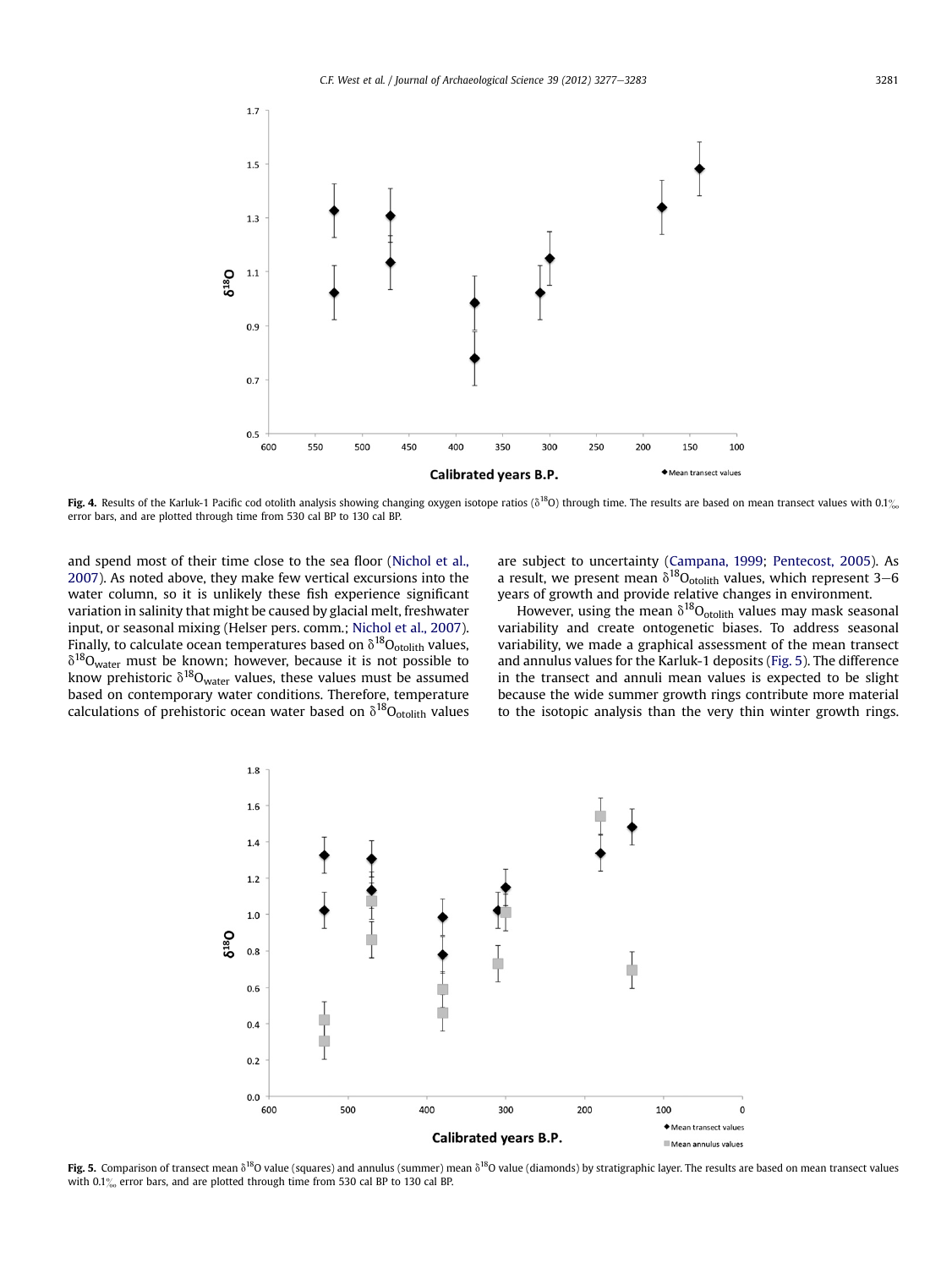**Fig. 4.** Results of the Karluk-1 Pacific cod otolith analysis showing changing oxygen isotope ratios ($\delta^{18}O$) through time. The results are based on mean transect values with 0.1‰ error bars, and are plotted through time from 530 cal BP to 130 cal BP.

and spend most of their time close to the sea floor (Nichol et al., 2007). As noted above, they make few vertical excursions into the water column, so it is unlikely these fish experience significant variation in salinity that might be caused by glacial melt, freshwater input, or seasonal mixing (Helser pers. comm.; Nichol et al., 2007). Finally, to calculate ocean temperatures based on $\delta^{18}O_{otolith}$ values, $\delta^{18}O_{water}$ must be known; however, because it is not possible to know prehistoric $\delta^{18}O_{water}$ values, these values must be assumed based on contemporary water conditions. Therefore, temperature calculations of prehistoric ocean water based on $\delta^{18}O_{otolith}$ values are subject to uncertainty (Campana, 1999; Pentecost, 2005). As a result, we present mean $\delta^{18}O_{otolith}$ values, which represent 3–6 years of growth and provide relative changes in environment.

However, using the mean $\delta^{18}O_{otolith}$ values may mask seasonal variability and create ontogenetic biases. To address seasonal variability, we made a graphical assessment of the mean transect and annulus values for the Karluk-1 deposits (Fig. 5). The difference in the transect and annuli mean values is expected to be slight because the wide summer growth rings contribute more material to the isotopic analysis than the very thin winter growth rings.

**Fig. 5.** Comparison of transect mean $\delta^{18}O$ value (squares) and annulus (summer) mean $\delta^{18}O$ value (diamonds) by stratigraphic layer. The results are based on mean transect values with 0.1‰ error bars, and are plotted through time from 530 cal BP to 130 cal BP.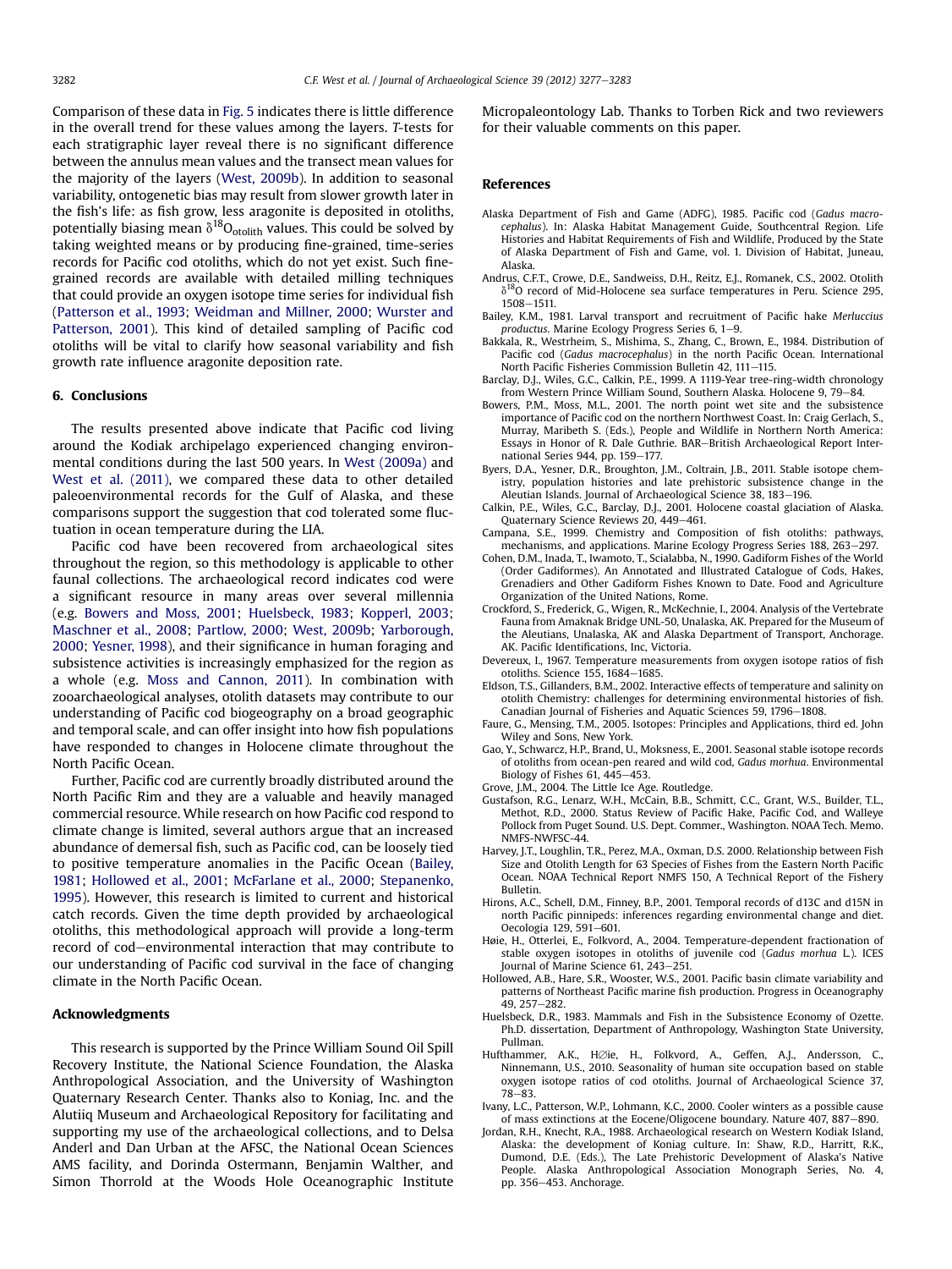Comparison of these data in Fig. 5 indicates there is little difference in the overall trend for these values among the layers. *T*-tests for each stratigraphic layer reveal there is no significant difference between the annulus mean values and the transect mean values for the majority of the layers (West, 2009b). In addition to seasonal variability, ontogenetic bias may result from slower growth later in the fish's life: as fish grow, less aragonite is deposited in otoliths, potentially biasing mean $\delta^{18}O_{otolith}$ values. This could be solved by taking weighted means or by producing fine-grained, time-series records for Pacific cod otoliths, which do not yet exist. Such fine-grained records are available with detailed milling techniques (Patterson et al., 1993; Weidman and Millner, 2000; Wurster and Patterson, 2001). This kind of detailed sampling of Pacific cod otoliths will be vital to clarify how seasonal variability and fish growth rate influence aragonite deposition rate.

## 6. Conclusions

The results presented above indicate that Pacific cod living around the Kodiak archipelago experienced changing environmental conditions during the last 500 years. In West (2009a) and West et al. (2011), we compared these data to other detailed paleoenvironmental records for the Gulf of Alaska, and these comparisons support the suggestion that cod tolerated some fluctuation in ocean temperature during the LIA.

Pacific cod have been recovered from archaeological sites throughout the region, so this methodology is applicable to other faunal collections. The archaeological record indicates cod were a significant resource in many areas over several millennia (e.g. Bowers and Moss, 2001; Huelsbeck, 1983; Kopperl, 2003; Maschner et al., 2008; Partlow, 2000; West, 2009b; Yarborough, 2000; Yesner, 1998), and their significance in human foraging and subsistence activities is increasingly emphasized for the region as a whole (e.g. Moss and Cannon, 2011). In combination with zooarchaeological analyses, otolith datasets may contribute to our understanding of Pacific cod biogeography on a broad geographic and temporal scale, and can offer insight into how fish populations have responded to changes in Holocene climate throughout the North Pacific Ocean.

Further, Pacific cod are currently broadly distributed around the North Pacific Rim and they are a valuable and heavily managed commercial resource. While research on how Pacific cod respond to climate change is limited, several authors argue that an increased abundance of demersal fish, such as Pacific cod, can be loosely tied to positive temperature anomalies in the Pacific Ocean (Bailey, 1981; Hollowed et al., 2001; McFarlane et al., 2000; Stepanenko, 1995). However, this research is limited to current and historical catch records. Given the time depth provided by archaeological otoliths, this methodological approach will provide a long-term record of cod–environmental interaction that may contribute to our understanding of Pacific cod survival in the face of changing climate in the North Pacific Ocean.

## Acknowledgments

This research is supported by the Prince William Sound Oil Spill Recovery Institute, the National Science Foundation, the Alaska Anthropological Association, and the University of Washington Quaternary Research Center. Thanks also to Koniag, Inc. and the Alutiiq Museum and Archaeological Repository for facilitating and supporting my use of the archaeological collections, and to Delsa Anderl and Dan Urban at the AFSC, the National Ocean Sciences AMS facility, and Dorinda Ostermann, Benjamin Walther, and Simon Thorrold at the Woods Hole Oceanographic Institute Micropaleontology Lab. Thanks to Torben Rick and two reviewers for their valuable comments on this paper.

## References

Alaska Department of Fish and Game (ADFG), 1985. Pacific cod (*Gadus macrocephalus*). In: Alaska Habitat Management Guide, Southcentral Region. Life Histories and Habitat Requirements of Fish and Wildlife, Produced by the State of Alaska Department of Fish and Game, vol. 1. Division of Habitat, Juneau, Alaska.

Andrus, C.F.T., Crowe, D.E., Sandweiss, D.H., Reitz, E.J., Romanek, C.S., 2002. Otolith $\delta^{18}O$ record of Mid-Holocene sea surface temperatures in Peru. Science 295, 1508–1511.

Bailey, K.M., 1981. Larval transport and recruitment of Pacific hake *Merluccius productus*. Marine Ecology Progress Series 6, 1–9.

Bakkala, R., Westrheim, S., Mishima, S., Zhang, C., Brown, E., 1984. Distribution of Pacific cod (*Gadus macrocephalus*) in the north Pacific Ocean. International North Pacific Fisheries Commission Bulletin 42, 111–115.

Barclay, D.J., Wiles, G.C., Calkin, P.E., 1999. A 1119-Year tree-ring-width chronology from Western Prince William Sound, Southern Alaska. Holocene 9, 79–84.

Bowers, P.M., Moss, M.L., 2001. The north point wet site and the subsistence importance of Pacific cod on the northern Northwest Coast. In: Craig Gerlach, S., Murray, Maribeth S. (Eds.), People and Wildlife in Northern North America: Essays in Honor of R. Dale Guthrie. BAR–British Archaeological Report International Series 944, pp. 159–177.

Byers, D.A., Yesner, D.R., Broughton, J.M., Coltrain, J.B., 2011. Stable isotope chemistry, population histories and late prehistoric subsistence change in the Aleutian Islands. Journal of Archaeological Science 38, 183–196.

Calkin, P.E., Wiles, G.C., Barclay, D.J., 2001. Holocene coastal glaciation of Alaska. Quaternary Science Reviews 20, 449–461.

Campana, S.E., 1999. Chemistry and Composition of fish otoliths: pathways, mechanisms, and applications. Marine Ecology Progress Series 188, 263–297.

Cohen, D.M., Inada, T., Iwamoto, T., Scialabba, N., 1990. Gadiform Fishes of the World (Order Gadiformes). An Annotated and Illustrated Catalogue of Cods, Hakes, Grenadiers and Other Gadiform Fishes Known to Date. Food and Agriculture Organization of the United Nations, Rome.

Crockford, S., Frederick, G., Wigen, R., McKechnie, I., 2004. Analysis of the Vertebrate Fauna from Amaknak Bridge UNL-50, Unalaska, AK. Prepared for the Museum of the Aleutians, Unalaska, AK and Alaska Department of Transport, Anchorage. AK. Pacific Identifications, Inc, Victoria.

Devereux, I., 1967. Temperature measurements from oxygen isotope ratios of fish otoliths. Science 155, 1684–1685.

Eldson, T.S., Gillanders, B.M., 2002. Interactive effects of temperature and salinity on otolith Chemistry: challenges for determining environmental histories of fish. Canadian Journal of Fisheries and Aquatic Sciences 59, 1796–1808.

Faure, G., Mensing, T.M., 2005. Isotopes: Principles and Applications, third ed. John Wiley and Sons, New York.

Gao, Y., Schwarcz, H.P., Brand, U., Moksness, E., 2001. Seasonal stable isotope records of otoliths from ocean-pen reared and wild cod, *Gadus morhua*. Environmental Biology of Fishes 61, 445–453.

Grove, J.M., 2004. The Little Ice Age. Routledge.

Gustafson, R.G., Lenarz, W.H., McCain, B.B., Schmitt, C.C., Grant, W.S., Builder, T.L., Methot, R.D., 2000. Status Review of Pacific Hake, Pacific Cod, and Walleye Pollock from Puget Sound. U.S. Dept. Commer., Washington. NOAA Tech. Memo. NMFS-NWFSC-44.

Harvey, J.T., Loughlin, T.R., Perez, M.A., Oxman, D.S. 2000. Relationship between Fish Size and Otolith Length for 63 Species of Fishes from the Eastern North Pacific Ocean. NOAA Technical Report NMFS 150, A Technical Report of the Fishery Bulletin.

Hirons, A.C., Schell, D.M., Finney, B.P., 2001. Temporal records of d13C and d15N in north Pacific pinnipeds: inferences regarding environmental change and diet. Oecologia 129, 591–601.

Høie, H., Otterlei, E., Folkvord, A., 2004. Temperature-dependent fractionation of stable oxygen isotopes in otoliths of juvenile cod (*Gadus morhua* L.). ICES Journal of Marine Science 61, 243–251.

Hollowed, A.B., Hare, S.R., Wooster, W.S., 2001. Pacific basin climate variability and patterns of Northeast Pacific marine fish production. Progress in Oceanography 49, 257–282.

Huelsbeck, D.R., 1983. Mammals and Fish in the Subsistence Economy of Ozette. Ph.D. dissertation, Department of Anthropology, Washington State University, Pullman.

Hufthammer, A.K., H∅ie, H., Folkvord, A., Geffen, A.J., Andersson, C., Ninnemann, U.S., 2010. Seasonality of human site occupation based on stable oxygen isotope ratios of cod otoliths. Journal of Archaeological Science 37, 78–83.

Ivany, L.C., Patterson, W.P., Lohmann, K.C., 2000. Cooler winters as a possible cause of mass extinctions at the Eocene/Oligocene boundary. Nature 407, 887–890.

Jordan, R.H., Knecht, R.A., 1988. Archaeological research on Western Kodiak Island, Alaska: the development of Koniag culture. In: Shaw, R.D., Harritt, R.K., Dumond, D.E. (Eds.), The Late Prehistoric Development of Alaska's Native People. Alaska Anthropological Association Monograph Series, No. 4, pp. 356–453. Anchorage.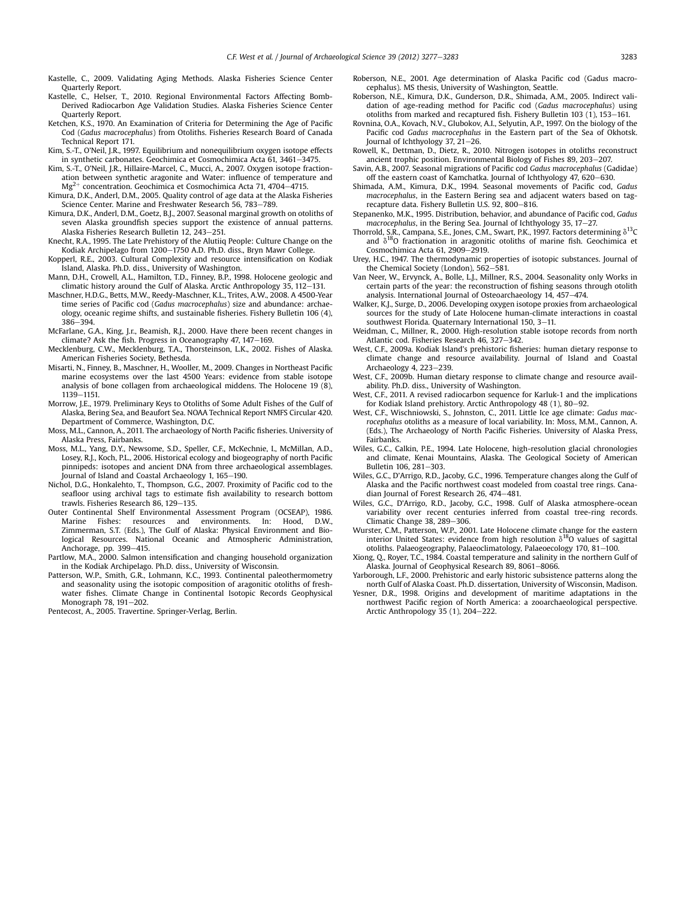Kastelle, C., 2009. Validating Aging Methods. Alaska Fisheries Science Center Quarterly Report.

Kastelle, C., Helser, T., 2010. Regional Environmental Factors Affecting Bomb-Derived Radiocarbon Age Validation Studies. Alaska Fisheries Science Center Quarterly Report.

Ketchen, K.S., 1970. An Examination of Criteria for Determining the Age of Pacific Cod (*Gadus macrocephalus*) from Otoliths. Fisheries Research Board of Canada Technical Report 171.

Kim, S.-T., O'Neil, J.R., 1997. Equilibrium and nonequilibrium oxygen isotope effects in synthetic carbonates. Geochimica et Cosmochimica Acta 61, 3461–3475.

Kim, S.-T., O'Neil, J.R., Hillaire-Marcel, C., Mucci, A., 2007. Oxygen isotope fractionation between synthetic aragonite and Water: influence of temperature and $Mg^{2+}$ concentration. Geochimica et Cosmochimica Acta 71, 4704–4715.

Kimura, D.K., Anderl, D.M., 2005. Quality control of age data at the Alaska Fisheries Science Center. Marine and Freshwater Research 56, 783–789.

Kimura, D.K., Anderl, D.M., Goetz, B.J., 2007. Seasonal marginal growth on otoliths of seven Alaska groundfish species support the existence of annual patterns. Alaska Fisheries Research Bulletin 12, 243–251.

Knecht, R.A., 1995. The Late Prehistory of the Alutiiq People: Culture Change on the Kodiak Archipelago from 1200–1750 A.D. Ph.D. diss., Bryn Mawr College.

Kopperl, R.E., 2003. Cultural Complexity and resource intensification on Kodiak Island, Alaska. Ph.D. diss., University of Washington.

Mann, D.H., Crowell, A.L., Hamilton, T.D., Finney, B.P., 1998. Holocene geologic and climatic history around the Gulf of Alaska. Arctic Anthropology 35, 112–131.

Maschner, H.D.G., Betts, M.W., Reedy-Maschner, K.L., Trites, A.W., 2008. A 4500-Year time series of Pacific cod (*Gadus macrocephalus*) size and abundance: archaeology, oceanic regime shifts, and sustainable fisheries. Fishery Bulletin 106 (4), 386–394.

McFarlane, G.A., King, J.r., Beamish, R.J., 2000. Have there been recent changes in climate? Ask the fish. Progress in Oceanography 47, 147–169.

Mecklenburg, C.W., Mecklenburg, T.A., Thorsteinson, L.K., 2002. Fishes of Alaska. American Fisheries Society, Bethesda.

Misarti, N., Finney, B., Maschner, H., Wooller, M., 2009. Changes in Northeast Pacific marine ecosystems over the last 4500 Years: evidence from stable isotope analysis of bone collagen from archaeological middens. The Holocene 19 (8), 1139–1151.

Morrow, J.E., 1979. Preliminary Keys to Otoliths of Some Adult Fishes of the Gulf of Alaska, Bering Sea, and Beaufort Sea. NOAA Technical Report NMFS Circular 420. Department of Commerce, Washington, D.C.

Moss, M.L., Cannon, A., 2011. The archaeology of North Pacific fisheries. University of Alaska Press, Fairbanks.

Moss, M.L., Yang, D.Y., Newsome, S.D., Speller, C.F., McKechnie, I., McMillan, A.D., Losey, R.J., Koch, P.L., 2006. Historical ecology and biogeography of north Pacific pinnipeds: isotopes and ancient DNA from three archaeological assemblages. Journal of Island and Coastal Archaeology 1, 165–190.

Nichol, D.G., Honkalehto, T., Thompson, G.G., 2007. Proximity of Pacific cod to the seafloor using archival tags to estimate fish availability to research bottom trawls. Fisheries Research 86, 129–135.

Outer Continental Shelf Environmental Assessment Program (OCSEAP), 1986. Marine Fishes: resources and environments. In: Hood, D.W., Zimmerman, S.T. (Eds.), The Gulf of Alaska: Physical Environment and Biological Resources. National Oceanic and Atmospheric Administration, Anchorage, pp. 399–415.

Partlow, M.A., 2000. Salmon intensification and changing household organization in the Kodiak Archipelago. Ph.D. diss., University of Wisconsin.

Patterson, W.P., Smith, G.R., Lohmann, K.C., 1993. Continental paleothermometry and seasonality using the isotopic composition of aragonitic otoliths of freshwater fishes. Climate Change in Continental Isotopic Records Geophysical Monograph 78, 191–202.

Pentecost, A., 2005. Travertine. Springer-Verlag, Berlin.

Roberson, N.E., 2001. Age determination of Alaska Pacific cod (Gadus macrocephalus). MS thesis, University of Washington, Seattle.

Roberson, N.E., Kimura, D.K., Gunderson, D.R., Shimada, A.M., 2005. Indirect validation of age-reading method for Pacific cod (*Gadus macrocephalus*) using otoliths from marked and recaptured fish. Fishery Bulletin 103 (1), 153–161.

Rovnina, O.A., Kovach, N.V., Glubokov, A.I., Selyutin, A.P., 1997. On the biology of the Pacific cod *Gadus macrocephalus* in the Eastern part of the Sea of Okhotsk. Journal of Ichthyology 37, 21–26.

Rowell, K., Dettman, D., Dietz, R., 2010. Nitrogen isotopes in otoliths reconstruct ancient trophic position. Environmental Biology of Fishes 89, 203–207.

Savin, A.B., 2007. Seasonal migrations of Pacific cod *Gadus macrocephalus* (Gadidae) off the eastern coast of Kamchatka. Journal of Ichthyology 47, 620–630.

Shimada, A.M., Kimura, D.K., 1994. Seasonal movements of Pacific cod, *Gadus macrocephalus*, in the Eastern Bering sea and adjacent waters based on tag-recapture data. Fishery Bulletin U.S. 92, 800–816.

Stepanenko, M.K., 1995. Distribution, behavior, and abundance of Pacific cod, *Gadus macrocephalus*, in the Bering Sea. Journal of Ichthyology 35, 17–27.

Thorrold, S.R., Campana, S.E., Jones, C.M., Swart, P.K., 1997. Factors determining $\delta^{13}C$ and $\delta^{18}O$ fractionation in aragonitic otoliths of marine fish. Geochimica et Cosmochimica Acta 61, 2909–2919.

Urey, H.C., 1947. The thermodynamic properties of isotopic substances. Journal of the Chemical Society (London), 562–581.

Van Neer, W., Ervynck, A., Bolle, L.J., Millner, R.S., 2004. Seasonality only Works in certain parts of the year: the reconstruction of fishing seasons through otolith analysis. International Journal of Osteoarchaeology 14, 457–474.

Walker, K.J., Surge, D., 2006. Developing oxygen isotope proxies from archaeological sources for the study of Late Holocene human-climate interactions in coastal southwest Florida. Quaternary International 150, 3–11.

Weidman, C., Millner, R., 2000. High-resolution stable isotope records from north Atlantic cod. Fisheries Research 46, 327–342.

West, C.F., 2009a. Kodiak Island's prehistoric fisheries: human dietary response to climate change and resource availability. Journal of Island and Coastal Archaeology 4, 223–239.

West, C.F., 2009b. Human dietary response to climate change and resource availability. Ph.D. diss., University of Washington.

West, C.F., 2011. A revised radiocarbon sequence for Karluk-1 and the implications for Kodiak Island prehistory. Arctic Anthropology 48 (1), 80–92.

West, C.F., Wischniowski, S., Johnston, C., 2011. Little Ice age climate: *Gadus macrocephalus* otoliths as a measure of local variability. In: Moss, M.M., Cannon, A. (Eds.), The Archaeology of North Pacific Fisheries. University of Alaska Press, Fairbanks.

Wiles, G.C., Calkin, P.E., 1994. Late Holocene, high-resolution glacial chronologies and climate, Kenai Mountains, Alaska. The Geological Society of American Bulletin 106, 281–303.

Wiles, G.C., D'Arrigo, R.D., Jacoby, G.C., 1996. Temperature changes along the Gulf of Alaska and the Pacific northwest coast modeled from coastal tree rings. Canadian Journal of Forest Research 26, 474–481.

Wiles, G.C., D'Arrigo, R.D., Jacoby, G.C., 1998. Gulf of Alaska atmosphere-ocean variability over recent centuries inferred from coastal tree-ring records. Climatic Change 38, 289–306.

Wurster, C.M., Patterson, W.P., 2001. Late Holocene climate change for the eastern interior United States: evidence from high resolution $\delta^{18}O$ values of sagittal otoliths. Palaeogeography, Palaeoclimatology, Palaeoecology 170, 81–100.

Xiong, Q., Royer, T.C., 1984. Coastal temperature and salinity in the northern Gulf of Alaska. Journal of Geophysical Research 89, 8061–8066.

Yarborough, L.F., 2000. Prehistoric and early historic subsistence patterns along the north Gulf of Alaska Coast. Ph.D. dissertation, University of Wisconsin, Madison.

Yesner, D.R., 1998. Origins and development of maritime adaptations in the northwest Pacific region of North America: a zooarchaeological perspective. Arctic Anthropology 35 (1), 204–222.